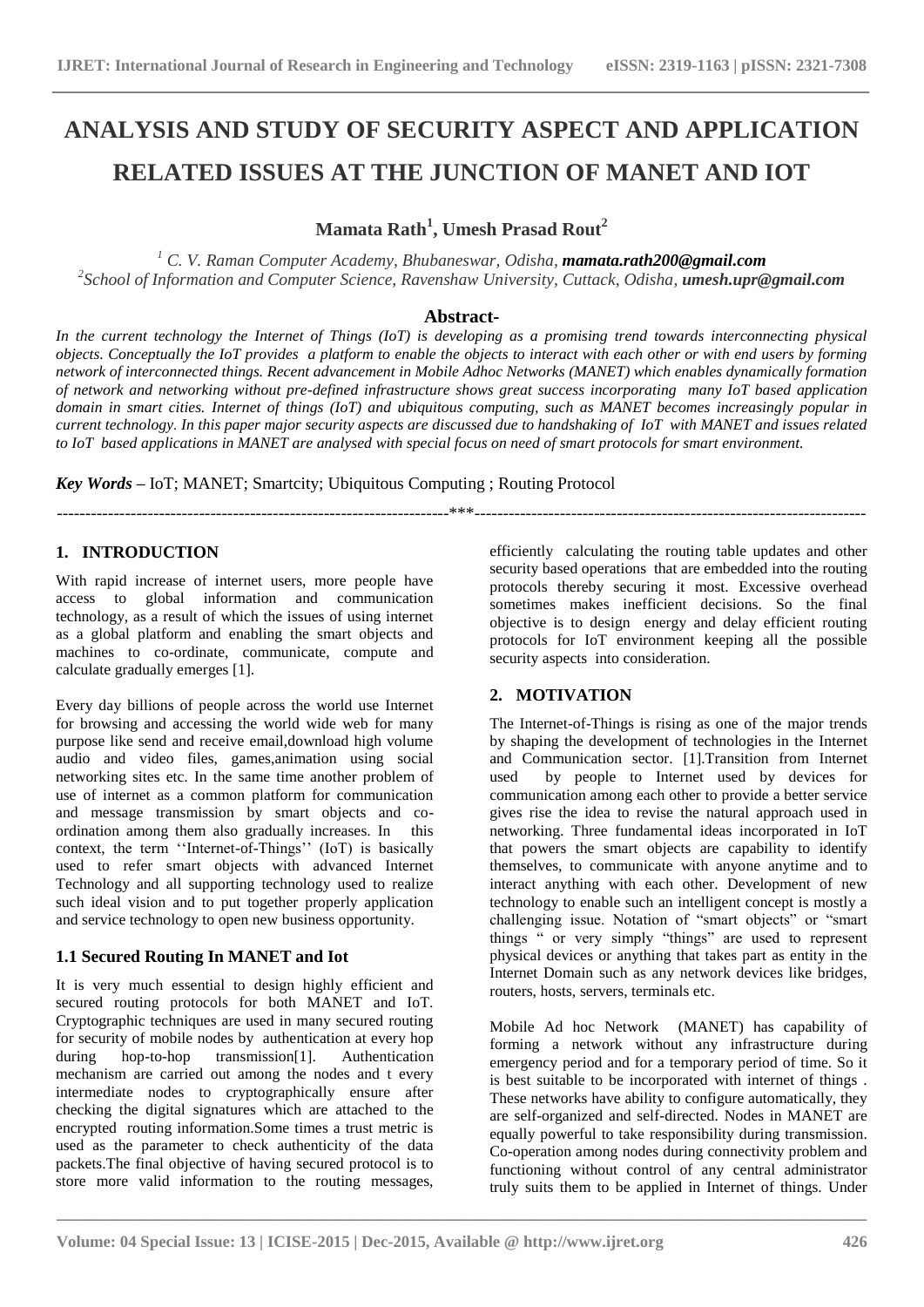# ANALYSIS AND STUDY OF SECURITY ASPECT AND APPLICATION RELATED ISSUES AT THE JUNCTION OF MANET AND IOT

**Mamata Rath[1], Umesh Prasad Rout[2]**

[1] *C. V. Raman Computer Academy, Bhubaneswar, Odisha,* ***mamata.rath200@gmail.com***
[2]*School of Information and Computer Science, Ravenshaw University, Cuttack, Odisha,* ***umesh.upr@gmail.com***

### Abstract-

*In the current technology the Internet of Things (IoT) is developing as a promising trend towards interconnecting physical objects. Conceptually the IoT provides a platform to enable the objects to interact with each other or with end users by forming network of interconnected things. Recent advancement in Mobile Adhoc Networks (MANET) which enables dynamically formation of network and networking without pre-defined infrastructure shows great success incorporating many IoT based application domain in smart cities. Internet of things (IoT) and ubiquitous computing, such as MANET becomes increasingly popular in current technology. In this paper major security aspects are discussed due to handshaking of IoT with MANET and issues related to IoT based applications in MANET are analysed with special focus on need of smart protocols for smart environment.*

***Key Words –*** IoT; MANET; Smartcity; Ubiquitous Computing ; Routing Protocol

---

## 1. INTRODUCTION

With rapid increase of internet users, more people have access to global information and communication technology, as a result of which the issues of using internet as a global platform and enabling the smart objects and machines to co-ordinate, communicate, compute and calculate gradually emerges [1].

Every day billions of people across the world use Internet for browsing and accessing the world wide web for many purpose like send and receive email,download high volume audio and video files, games,animation using social networking sites etc. In the same time another problem of use of internet as a common platform for communication and message transmission by smart objects and co-ordination among them also gradually increases. In this context, the term ''Internet-of-Things'' (IoT) is basically used to refer smart objects with advanced Internet Technology and all supporting technology used to realize such ideal vision and to put together properly application and service technology to open new business opportunity.

### 1.1 Secured Routing In MANET and Iot

It is very much essential to design highly efficient and secured routing protocols for both MANET and IoT. Cryptographic techniques are used in many secured routing for security of mobile nodes by authentication at every hop during hop-to-hop transmission[1]. Authentication mechanism are carried out among the nodes and t every intermediate nodes to cryptographically ensure after checking the digital signatures which are attached to the encrypted routing information.Some times a trust metric is used as the parameter to check authenticity of the data packets.The final objective of having secured protocol is to store more valid information to the routing messages, efficiently calculating the routing table updates and other security based operations that are embedded into the routing protocols thereby securing it most. Excessive overhead sometimes makes inefficient decisions. So the final objective is to design energy and delay efficient routing protocols for IoT environment keeping all the possible security aspects into consideration.

## 2. MOTIVATION

The Internet-of-Things is rising as one of the major trends by shaping the development of technologies in the Internet and Communication sector. [1].Transition from Internet used by people to Internet used by devices for communication among each other to provide a better service gives rise the idea to revise the natural approach used in networking. Three fundamental ideas incorporated in IoT that powers the smart objects are capability to identify themselves, to communicate with anyone anytime and to interact anything with each other. Development of new technology to enable such an intelligent concept is mostly a challenging issue. Notation of "smart objects" or "smart things " or very simply "things" are used to represent physical devices or anything that takes part as entity in the Internet Domain such as any network devices like bridges, routers, hosts, servers, terminals etc.

Mobile Ad hoc Network (MANET) has capability of forming a network without any infrastructure during emergency period and for a temporary period of time. So it is best suitable to be incorporated with internet of things . These networks have ability to configure automatically, they are self-organized and self-directed. Nodes in MANET are equally powerful to take responsibility during transmission. Co-operation among nodes during connectivity problem and functioning without control of any central administrator truly suits them to be applied in Internet of things. Under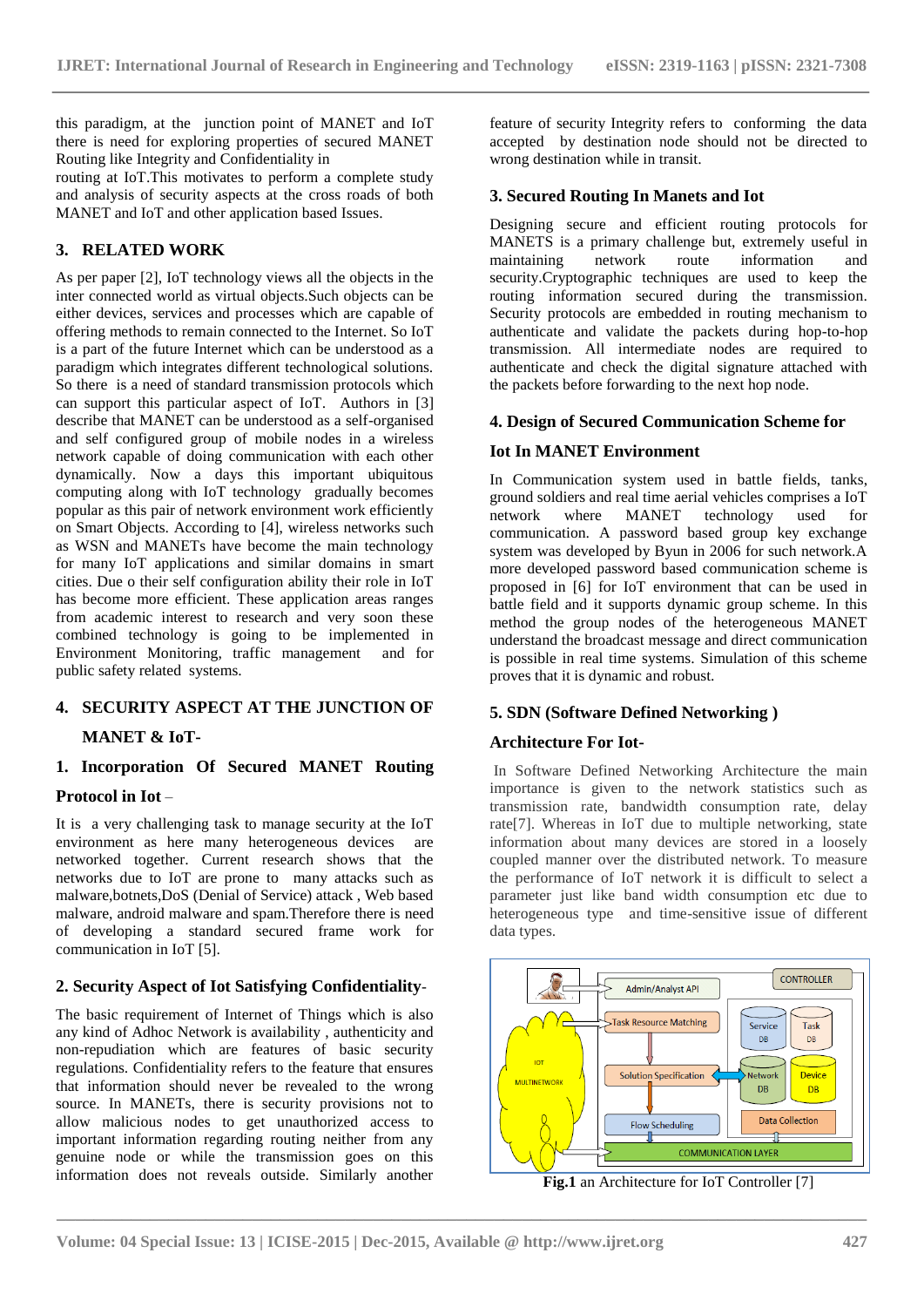this paradigm, at the junction point of MANET and IoT there is need for exploring properties of secured MANET Routing like Integrity and Confidentiality in routing at IoT.This motivates to perform a complete study and analysis of security aspects at the cross roads of both MANET and IoT and other application based Issues.

## 3. RELATED WORK

As per paper [2], IoT technology views all the objects in the inter connected world as virtual objects.Such objects can be either devices, services and processes which are capable of offering methods to remain connected to the Internet. So IoT is a part of the future Internet which can be understood as a paradigm which integrates different technological solutions. So there is a need of standard transmission protocols which can support this particular aspect of IoT. Authors in [3] describe that MANET can be understood as a self-organised and self configured group of mobile nodes in a wireless network capable of doing communication with each other dynamically. Now a days this important ubiquitous computing along with IoT technology gradually becomes popular as this pair of network environment work efficiently on Smart Objects. According to [4], wireless networks such as WSN and MANETs have become the main technology for many IoT applications and similar domains in smart cities. Due o their self configuration ability their role in IoT has become more efficient. These application areas ranges from academic interest to research and very soon these combined technology is going to be implemented in Environment Monitoring, traffic management and for public safety related systems.

## 4. SECURITY ASPECT AT THE JUNCTION OF MANET & IoT-

### 1. Incorporation Of Secured MANET Routing Protocol in Iot –

It is a very challenging task to manage security at the IoT environment as here many heterogeneous devices are networked together. Current research shows that the networks due to IoT are prone to many attacks such as malware,botnets,DoS (Denial of Service) attack , Web based malware, android malware and spam.Therefore there is need of developing a standard secured frame work for communication in IoT [5].

### 2. Security Aspect of Iot Satisfying Confidentiality-

The basic requirement of Internet of Things which is also any kind of Adhoc Network is availability , authenticity and non-repudiation which are features of basic security regulations. Confidentiality refers to the feature that ensures that information should never be revealed to the wrong source. In MANETs, there is security provisions not to allow malicious nodes to get unauthorized access to important information regarding routing neither from any genuine node or while the transmission goes on this information does not reveals outside. Similarly another feature of security Integrity refers to conforming the data accepted by destination node should not be directed to wrong destination while in transit.

### 3. Secured Routing In Manets and Iot

Designing secure and efficient routing protocols for MANETS is a primary challenge but, extremely useful in maintaining network route information and security.Cryptographic techniques are used to keep the routing information secured during the transmission. Security protocols are embedded in routing mechanism to authenticate and validate the packets during hop-to-hop transmission. All intermediate nodes are required to authenticate and check the digital signature attached with the packets before forwarding to the next hop node.

### 4. Design of Secured Communication Scheme for Iot In MANET Environment

In Communication system used in battle fields, tanks, ground soldiers and real time aerial vehicles comprises a IoT network where MANET technology used for communication. A password based group key exchange system was developed by Byun in 2006 for such network.A more developed password based communication scheme is proposed in [6] for IoT environment that can be used in battle field and it supports dynamic group scheme. In this method the group nodes of the heterogeneous MANET understand the broadcast message and direct communication is possible in real time systems. Simulation of this scheme proves that it is dynamic and robust.

### 5. SDN (Software Defined Networking ) Architecture For Iot-

In Software Defined Networking Architecture the main importance is given to the network statistics such as transmission rate, bandwidth consumption rate, delay rate[7]. Whereas in IoT due to multiple networking, state information about many devices are stored in a loosely coupled manner over the distributed network. To measure the performance of IoT network it is difficult to select a parameter just like band width consumption etc due to heterogeneous type and time-sensitive issue of different data types.

**Fig.1** an Architecture for IoT Controller [7]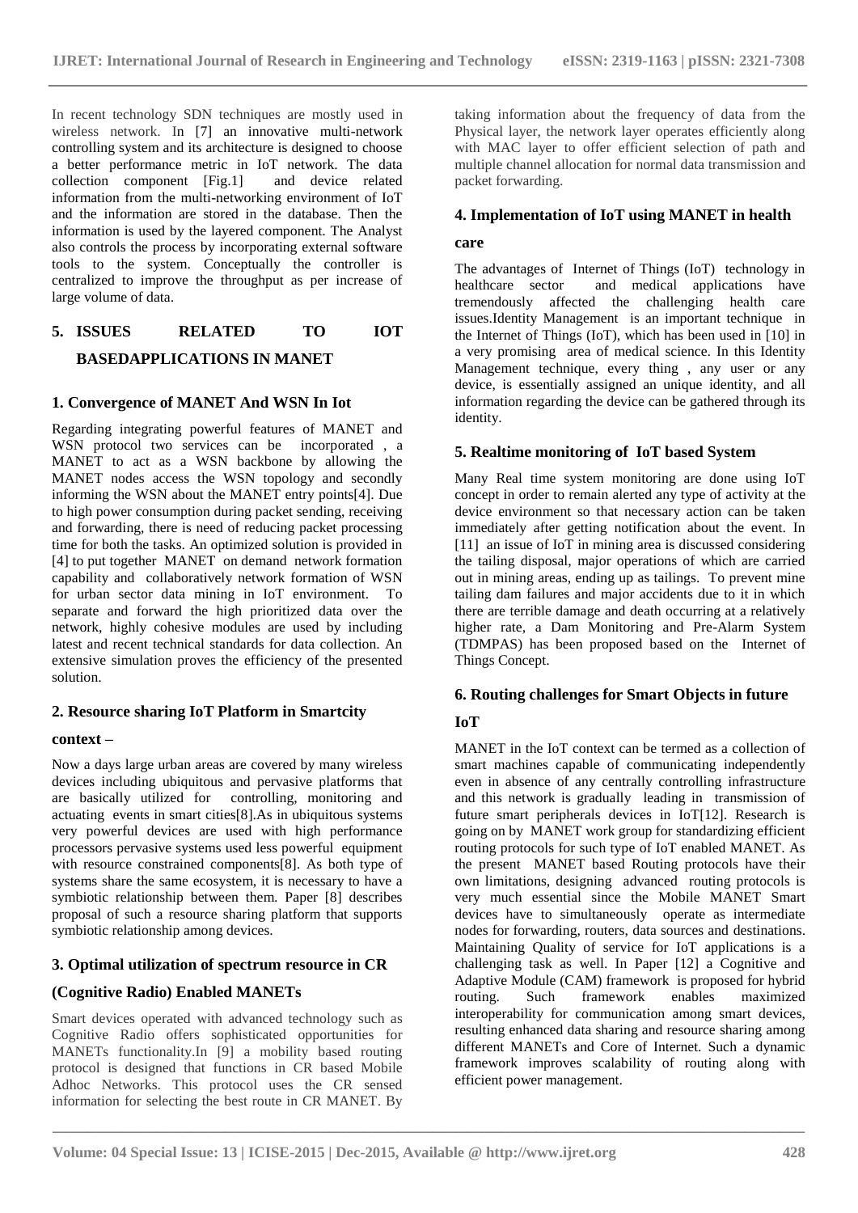In recent technology SDN techniques are mostly used in wireless network. In [7] an innovative multi-network controlling system and its architecture is designed to choose a better performance metric in IoT network. The data collection component [Fig.1] and device related information from the multi-networking environment of IoT and the information are stored in the database. Then the information is used by the layered component. The Analyst also controls the process by incorporating external software tools to the system. Conceptually the controller is centralized to improve the throughput as per increase of large volume of data.

## 5. ISSUES RELATED TO IOT BASEDAPPLICATIONS IN MANET

### 1. Convergence of MANET And WSN In Iot

Regarding integrating powerful features of MANET and WSN protocol two services can be incorporated , a MANET to act as a WSN backbone by allowing the MANET nodes access the WSN topology and secondly informing the WSN about the MANET entry points[4]. Due to high power consumption during packet sending, receiving and forwarding, there is need of reducing packet processing time for both the tasks. An optimized solution is provided in [4] to put together MANET on demand network formation capability and collaboratively network formation of WSN for urban sector data mining in IoT environment. To separate and forward the high prioritized data over the network, highly cohesive modules are used by including latest and recent technical standards for data collection. An extensive simulation proves the efficiency of the presented solution.

### 2. Resource sharing IoT Platform in Smartcity context –

Now a days large urban areas are covered by many wireless devices including ubiquitous and pervasive platforms that are basically utilized for controlling, monitoring and actuating events in smart cities[8].As in ubiquitous systems very powerful devices are used with high performance processors pervasive systems used less powerful equipment with resource constrained components[8]. As both type of systems share the same ecosystem, it is necessary to have a symbiotic relationship between them. Paper [8] describes proposal of such a resource sharing platform that supports symbiotic relationship among devices.

### 3. Optimal utilization of spectrum resource in CR (Cognitive Radio) Enabled MANETs

Smart devices operated with advanced technology such as Cognitive Radio offers sophisticated opportunities for MANETs functionality.In [9] a mobility based routing protocol is designed that functions in CR based Mobile Adhoc Networks. This protocol uses the CR sensed information for selecting the best route in CR MANET. By taking information about the frequency of data from the Physical layer, the network layer operates efficiently along with MAC layer to offer efficient selection of path and multiple channel allocation for normal data transmission and packet forwarding.

### 4. Implementation of IoT using MANET in health care

The advantages of Internet of Things (IoT) technology in healthcare sector and medical applications have tremendously affected the challenging health care issues.Identity Management is an important technique in the Internet of Things (IoT), which has been used in [10] in a very promising area of medical science. In this Identity Management technique, every thing , any user or any device, is essentially assigned an unique identity, and all information regarding the device can be gathered through its identity.

### 5. Realtime monitoring of IoT based System

Many Real time system monitoring are done using IoT concept in order to remain alerted any type of activity at the device environment so that necessary action can be taken immediately after getting notification about the event. In [11] an issue of IoT in mining area is discussed considering the tailing disposal, major operations of which are carried out in mining areas, ending up as tailings. To prevent mine tailing dam failures and major accidents due to it in which there are terrible damage and death occurring at a relatively higher rate, a Dam Monitoring and Pre-Alarm System (TDMPAS) has been proposed based on the Internet of Things Concept.

### 6. Routing challenges for Smart Objects in future IoT

MANET in the IoT context can be termed as a collection of smart machines capable of communicating independently even in absence of any centrally controlling infrastructure and this network is gradually leading in transmission of future smart peripherals devices in IoT[12]. Research is going on by MANET work group for standardizing efficient routing protocols for such type of IoT enabled MANET. As the present MANET based Routing protocols have their own limitations, designing advanced routing protocols is very much essential since the Mobile MANET Smart devices have to simultaneously operate as intermediate nodes for forwarding, routers, data sources and destinations. Maintaining Quality of service for IoT applications is a challenging task as well. In Paper [12] a Cognitive and Adaptive Module (CAM) framework is proposed for hybrid routing. Such framework enables maximized interoperability for communication among smart devices, resulting enhanced data sharing and resource sharing among different MANETs and Core of Internet. Such a dynamic framework improves scalability of routing along with efficient power management.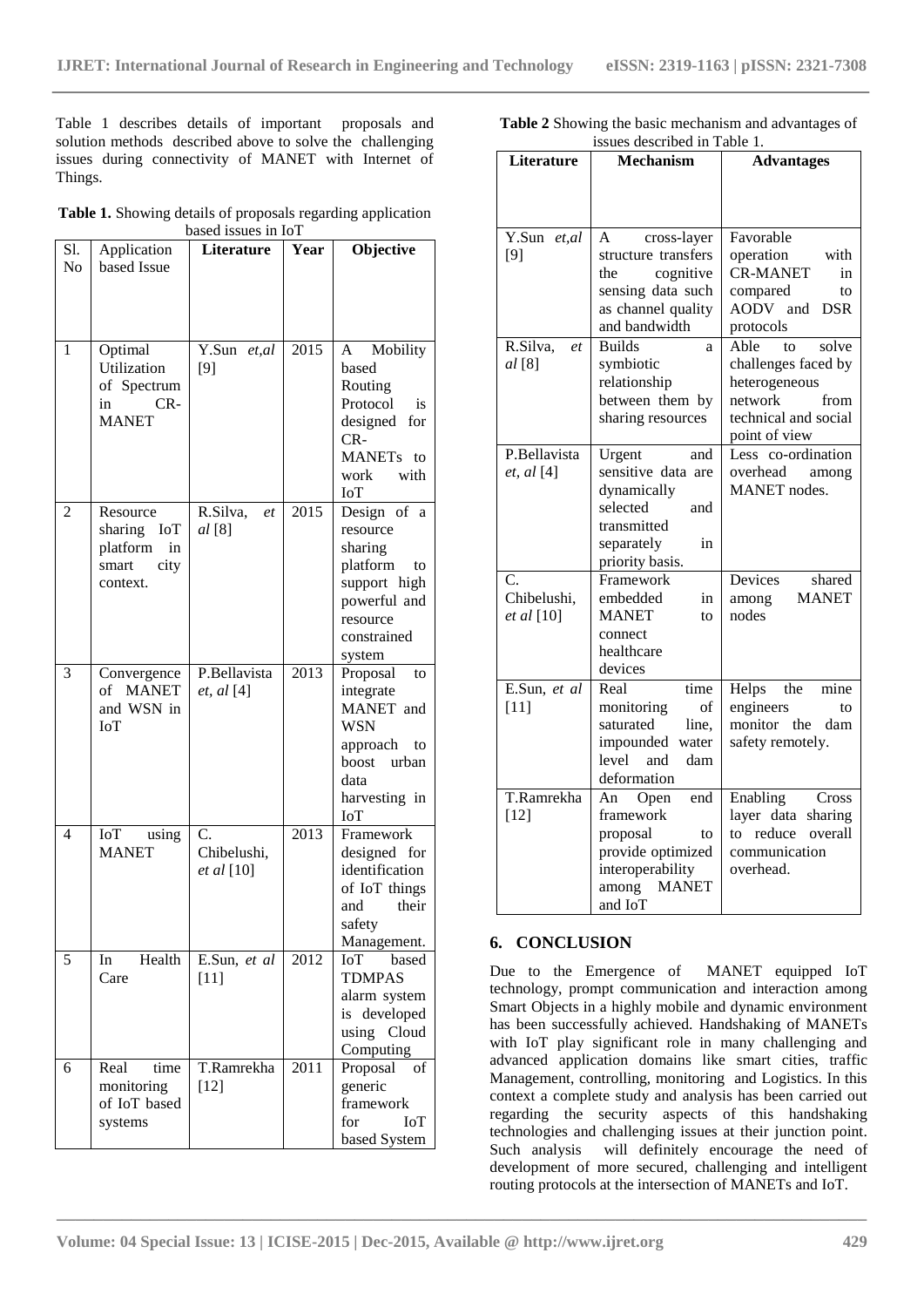Table 1 describes details of important proposals and solution methods described above to solve the challenging issues during connectivity of MANET with Internet of Things.

**Table 1.** Showing details of proposals regarding application based issues in IoT

| Sl. No | Application based Issue | Literature | Year | Objective |
|---|---|---|---|---|
| 1 | Optimal Utilization of Spectrum in CR-MANET | Y.Sun *et,al* [9] | 2015 | A Mobility based Routing Protocol is designed for CR-MANETs to work with IoT |
| 2 | Resource sharing IoT platform in smart city context. | R.Silva, *et al* [8] | 2015 | Design of a resource sharing platform to support high powerful and resource constrained system |
| 3 | Convergence of MANET and WSN in IoT | P.Bellavista *et, al* [4] | 2013 | Proposal to integrate MANET and WSN approach to boost urban data harvesting in IoT |
| 4 | IoT using MANET | C. Chibelushi, *et al* [10] | 2013 | Framework designed for identification of IoT things and their safety Management. |
| 5 | In Health Care | E.Sun, *et al* [11] | 2012 | IoT based TDMPAS alarm system is developed using Cloud Computing |
| 6 | Real time monitoring of IoT based systems | T.Ramrekha [12] | 2011 | Proposal of generic framework for IoT based System |

**Table 2** Showing the basic mechanism and advantages of issues described in Table 1.

| Literature | Mechanism | Advantages |
|---|---|---|
| Y.Sun *et,al* [9] | A cross-layer structure transfers the cognitive sensing data such as channel quality and bandwidth | Favorable operation with CR-MANET in compared to AODV and DSR protocols |
| R.Silva, *et al* [8] | Builds a symbiotic relationship between them by sharing resources | Able to solve challenges faced by heterogeneous network from technical and social point of view |
| P.Bellavista *et, al* [4] | Urgent and sensitive data are dynamically selected and transmitted separately in priority basis. | Less co-ordination overhead among MANET nodes. |
| C. Chibelushi, *et al* [10] | Framework embedded in MANET to connect healthcare devices | Devices shared among MANET nodes |
| E.Sun, *et al* [11] | Real time monitoring of saturated line, impounded water level and dam deformation | Helps the mine engineers to monitor the dam safety remotely. |
| T.Ramrekha [12] | An Open end framework proposal to provide optimized interoperability among MANET and IoT | Enabling Cross layer data sharing to reduce overall communication overhead. |

## 6. CONCLUSION

Due to the Emergence of MANET equipped IoT technology, prompt communication and interaction among Smart Objects in a highly mobile and dynamic environment has been successfully achieved. Handshaking of MANETs with IoT play significant role in many challenging and advanced application domains like smart cities, traffic Management, controlling, monitoring and Logistics. In this context a complete study and analysis has been carried out regarding the security aspects of this handshaking technologies and challenging issues at their junction point. Such analysis will definitely encourage the need of development of more secured, challenging and intelligent routing protocols at the intersection of MANETs and IoT.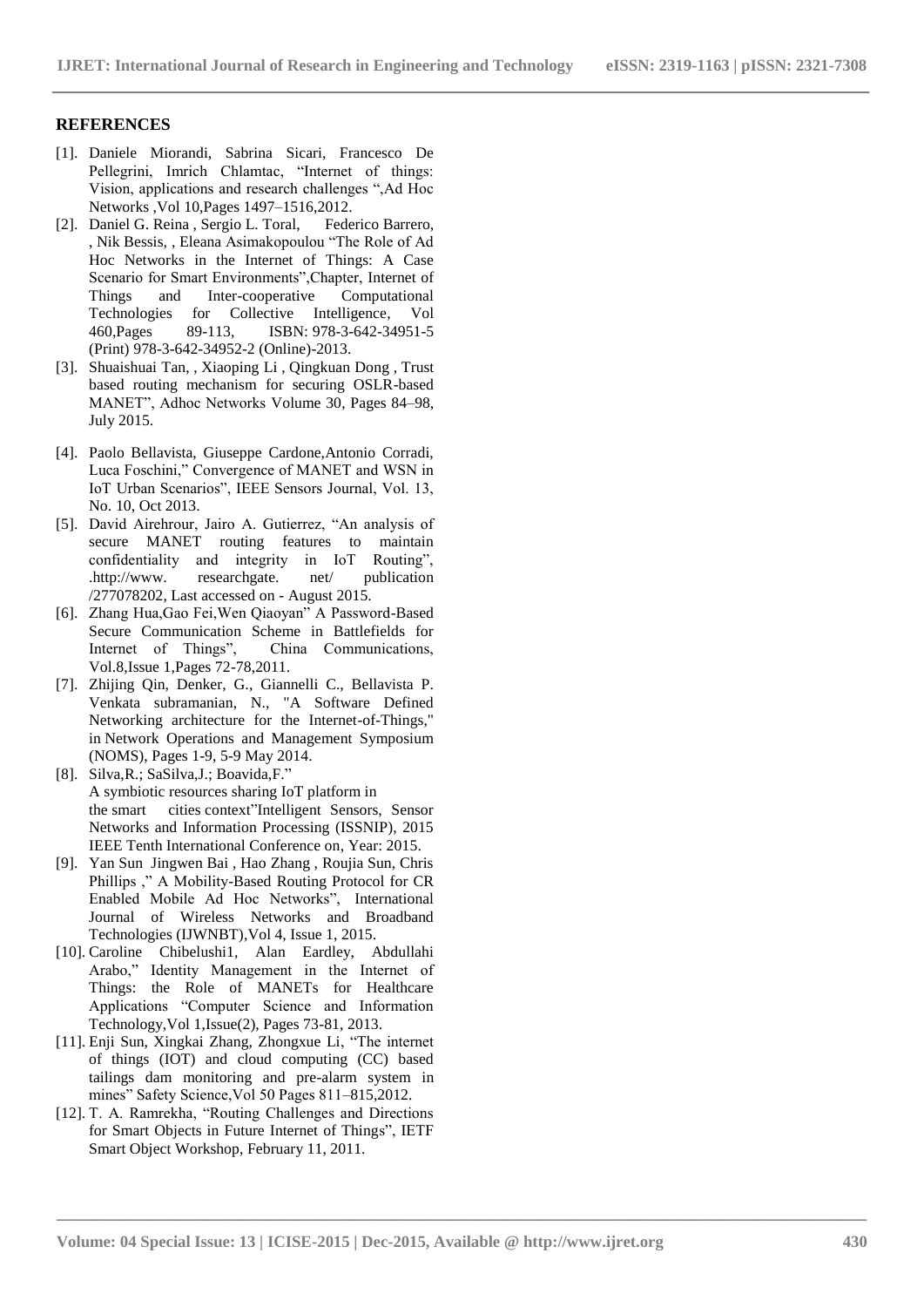## REFERENCES

[1]. Daniele Miorandi, Sabrina Sicari, Francesco De Pellegrini, Imrich Chlamtac, "Internet of things: Vision, applications and research challenges ",Ad Hoc Networks ,Vol 10,Pages 1497–1516,2012.

[2]. Daniel G. Reina , Sergio L. Toral, Federico Barrero, , Nik Bessis, , Eleana Asimakopoulou "The Role of Ad Hoc Networks in the Internet of Things: A Case Scenario for Smart Environments",Chapter, Internet of Things and Inter-cooperative Computational Technologies for Collective Intelligence, Vol 460,Pages 89-113, ISBN: 978-3-642-34951-5 (Print) 978-3-642-34952-2 (Online)-2013.

[3]. Shuaishuai Tan, , Xiaoping Li , Qingkuan Dong , Trust based routing mechanism for securing OSLR-based MANET", Adhoc Networks Volume 30, Pages 84–98, July 2015.

[4]. Paolo Bellavista, Giuseppe Cardone,Antonio Corradi, Luca Foschini," Convergence of MANET and WSN in IoT Urban Scenarios", IEEE Sensors Journal, Vol. 13, No. 10, Oct 2013.

[5]. David Airehrour, Jairo A. Gutierrez, "An analysis of secure MANET routing features to maintain confidentiality and integrity in IoT Routing", .http://www. researchgate. net/ publication /277078202, Last accessed on - August 2015.

[6]. Zhang Hua,Gao Fei,Wen Qiaoyan" A Password-Based Secure Communication Scheme in Battlefields for Internet of Things", China Communications, Vol.8,Issue 1,Pages 72-78,2011.

[7]. Zhijing Qin, Denker, G., Giannelli C., Bellavista P. Venkata subramanian, N., "A Software Defined Networking architecture for the Internet-of-Things," in Network Operations and Management Symposium (NOMS), Pages 1-9, 5-9 May 2014.

[8]. Silva,R.; SaSilva,J.; Boavida,F." A symbiotic resources sharing IoT platform in the smart cities context"Intelligent Sensors, Sensor Networks and Information Processing (ISSNIP), 2015 IEEE Tenth International Conference on, Year: 2015.

[9]. Yan Sun Jingwen Bai , Hao Zhang , Roujia Sun, Chris Phillips ," A Mobility-Based Routing Protocol for CR Enabled Mobile Ad Hoc Networks", International Journal of Wireless Networks and Broadband Technologies (IJWNBT),Vol 4, Issue 1, 2015.

[10]. Caroline Chibelushi1, Alan Eardley, Abdullahi Arabo," Identity Management in the Internet of Things: the Role of MANETs for Healthcare Applications "Computer Science and Information Technology,Vol 1,Issue(2), Pages 73-81, 2013.

[11]. Enji Sun, Xingkai Zhang, Zhongxue Li, "The internet of things (IOT) and cloud computing (CC) based tailings dam monitoring and pre-alarm system in mines" Safety Science,Vol 50 Pages 811–815,2012.

[12]. T. A. Ramrekha, "Routing Challenges and Directions for Smart Objects in Future Internet of Things", IETF Smart Object Workshop, February 11, 2011.